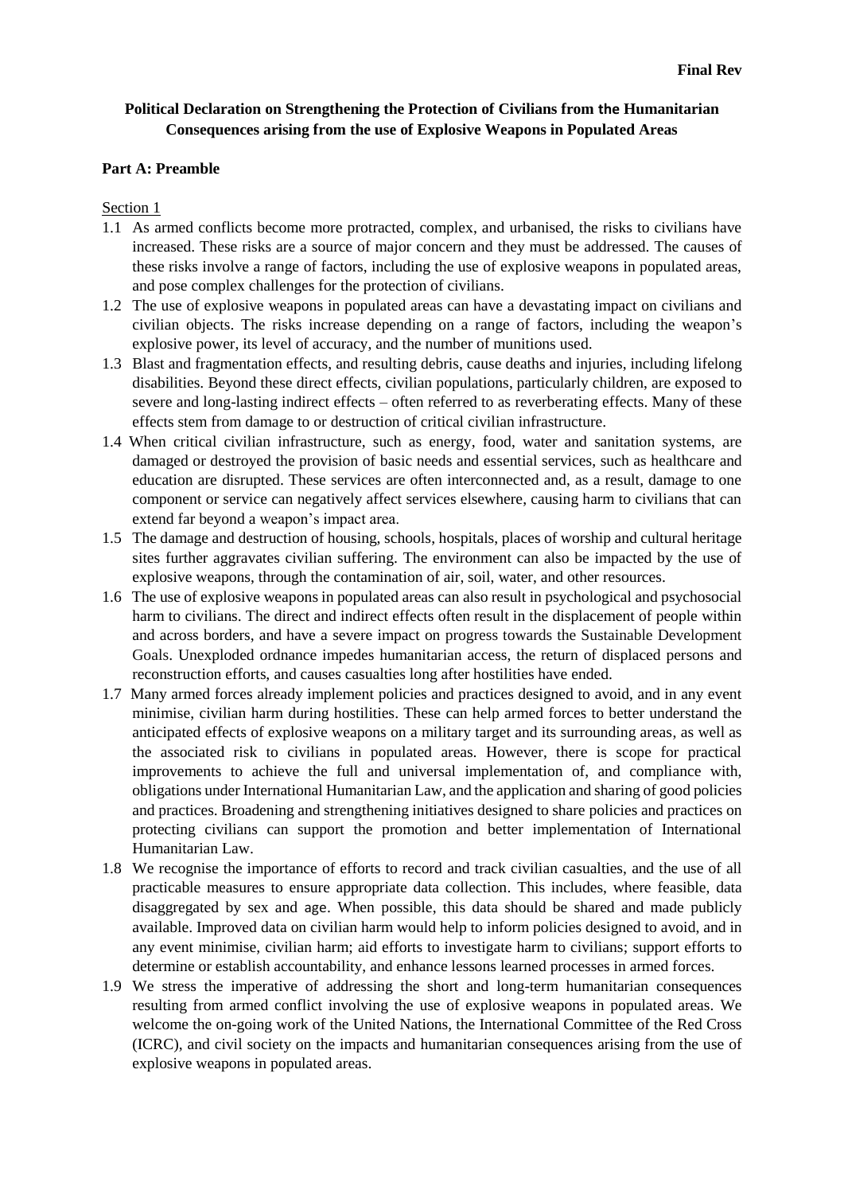**Final Rev**

# Political Declaration on Strengthening the Protection of Civilians from the Humanitarian Consequences arising from the use of Explosive Weapons in Populated Areas

## Part A: Preamble

Section 1

1.1 As armed conflicts become more protracted, complex, and urbanised, the risks to civilians have increased. These risks are a source of major concern and they must be addressed. The causes of these risks involve a range of factors, including the use of explosive weapons in populated areas, and pose complex challenges for the protection of civilians.

1.2 The use of explosive weapons in populated areas can have a devastating impact on civilians and civilian objects. The risks increase depending on a range of factors, including the weapon's explosive power, its level of accuracy, and the number of munitions used.

1.3 Blast and fragmentation effects, and resulting debris, cause deaths and injuries, including lifelong disabilities. Beyond these direct effects, civilian populations, particularly children, are exposed to severe and long-lasting indirect effects – often referred to as reverberating effects. Many of these effects stem from damage to or destruction of critical civilian infrastructure.

1.4 When critical civilian infrastructure, such as energy, food, water and sanitation systems, are damaged or destroyed the provision of basic needs and essential services, such as healthcare and education are disrupted. These services are often interconnected and, as a result, damage to one component or service can negatively affect services elsewhere, causing harm to civilians that can extend far beyond a weapon's impact area.

1.5 The damage and destruction of housing, schools, hospitals, places of worship and cultural heritage sites further aggravates civilian suffering. The environment can also be impacted by the use of explosive weapons, through the contamination of air, soil, water, and other resources.

1.6 The use of explosive weapons in populated areas can also result in psychological and psychosocial harm to civilians. The direct and indirect effects often result in the displacement of people within and across borders, and have a severe impact on progress towards the Sustainable Development Goals. Unexploded ordnance impedes humanitarian access, the return of displaced persons and reconstruction efforts, and causes casualties long after hostilities have ended.

1.7 Many armed forces already implement policies and practices designed to avoid, and in any event minimise, civilian harm during hostilities. These can help armed forces to better understand the anticipated effects of explosive weapons on a military target and its surrounding areas, as well as the associated risk to civilians in populated areas. However, there is scope for practical improvements to achieve the full and universal implementation of, and compliance with, obligations under International Humanitarian Law, and the application and sharing of good policies and practices. Broadening and strengthening initiatives designed to share policies and practices on protecting civilians can support the promotion and better implementation of International Humanitarian Law.

1.8 We recognise the importance of efforts to record and track civilian casualties, and the use of all practicable measures to ensure appropriate data collection. This includes, where feasible, data disaggregated by sex and age. When possible, this data should be shared and made publicly available. Improved data on civilian harm would help to inform policies designed to avoid, and in any event minimise, civilian harm; aid efforts to investigate harm to civilians; support efforts to determine or establish accountability, and enhance lessons learned processes in armed forces.

1.9 We stress the imperative of addressing the short and long-term humanitarian consequences resulting from armed conflict involving the use of explosive weapons in populated areas. We welcome the on-going work of the United Nations, the International Committee of the Red Cross (ICRC), and civil society on the impacts and humanitarian consequences arising from the use of explosive weapons in populated areas.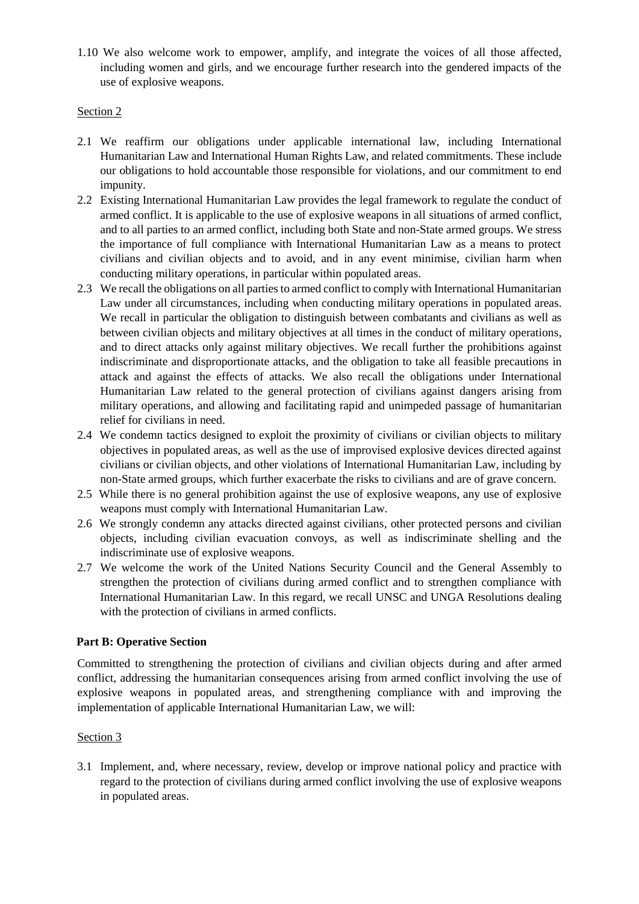1.10 We also welcome work to empower, amplify, and integrate the voices of all those affected, including women and girls, and we encourage further research into the gendered impacts of the use of explosive weapons.

Section 2

2.1 We reaffirm our obligations under applicable international law, including International Humanitarian Law and International Human Rights Law, and related commitments. These include our obligations to hold accountable those responsible for violations, and our commitment to end impunity.

2.2 Existing International Humanitarian Law provides the legal framework to regulate the conduct of armed conflict. It is applicable to the use of explosive weapons in all situations of armed conflict, and to all parties to an armed conflict, including both State and non-State armed groups. We stress the importance of full compliance with International Humanitarian Law as a means to protect civilians and civilian objects and to avoid, and in any event minimise, civilian harm when conducting military operations, in particular within populated areas.

2.3 We recall the obligations on all parties to armed conflict to comply with International Humanitarian Law under all circumstances, including when conducting military operations in populated areas. We recall in particular the obligation to distinguish between combatants and civilians as well as between civilian objects and military objectives at all times in the conduct of military operations, and to direct attacks only against military objectives. We recall further the prohibitions against indiscriminate and disproportionate attacks, and the obligation to take all feasible precautions in attack and against the effects of attacks. We also recall the obligations under International Humanitarian Law related to the general protection of civilians against dangers arising from military operations, and allowing and facilitating rapid and unimpeded passage of humanitarian relief for civilians in need.

2.4 We condemn tactics designed to exploit the proximity of civilians or civilian objects to military objectives in populated areas, as well as the use of improvised explosive devices directed against civilians or civilian objects, and other violations of International Humanitarian Law, including by non-State armed groups, which further exacerbate the risks to civilians and are of grave concern.

2.5 While there is no general prohibition against the use of explosive weapons, any use of explosive weapons must comply with International Humanitarian Law.

2.6 We strongly condemn any attacks directed against civilians, other protected persons and civilian objects, including civilian evacuation convoys, as well as indiscriminate shelling and the indiscriminate use of explosive weapons.

2.7 We welcome the work of the United Nations Security Council and the General Assembly to strengthen the protection of civilians during armed conflict and to strengthen compliance with International Humanitarian Law. In this regard, we recall UNSC and UNGA Resolutions dealing with the protection of civilians in armed conflicts.

**Part B: Operative Section**

Committed to strengthening the protection of civilians and civilian objects during and after armed conflict, addressing the humanitarian consequences arising from armed conflict involving the use of explosive weapons in populated areas, and strengthening compliance with and improving the implementation of applicable International Humanitarian Law, we will:

Section 3

3.1 Implement, and, where necessary, review, develop or improve national policy and practice with regard to the protection of civilians during armed conflict involving the use of explosive weapons in populated areas.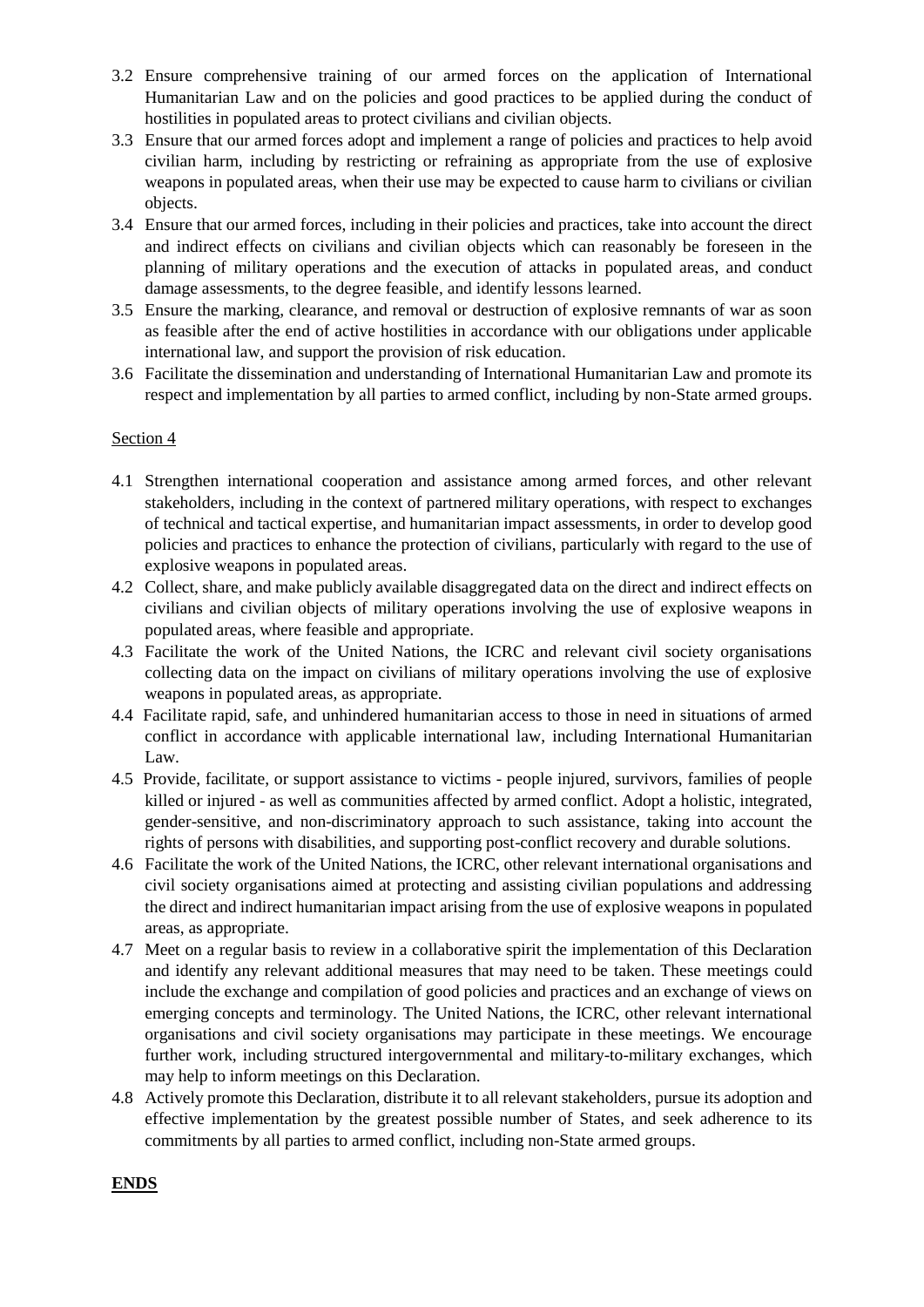3.2 Ensure comprehensive training of our armed forces on the application of International Humanitarian Law and on the policies and good practices to be applied during the conduct of hostilities in populated areas to protect civilians and civilian objects.

3.3 Ensure that our armed forces adopt and implement a range of policies and practices to help avoid civilian harm, including by restricting or refraining as appropriate from the use of explosive weapons in populated areas, when their use may be expected to cause harm to civilians or civilian objects.

3.4 Ensure that our armed forces, including in their policies and practices, take into account the direct and indirect effects on civilians and civilian objects which can reasonably be foreseen in the planning of military operations and the execution of attacks in populated areas, and conduct damage assessments, to the degree feasible, and identify lessons learned.

3.5 Ensure the marking, clearance, and removal or destruction of explosive remnants of war as soon as feasible after the end of active hostilities in accordance with our obligations under applicable international law, and support the provision of risk education.

3.6 Facilitate the dissemination and understanding of International Humanitarian Law and promote its respect and implementation by all parties to armed conflict, including by non-State armed groups.

Section 4

4.1 Strengthen international cooperation and assistance among armed forces, and other relevant stakeholders, including in the context of partnered military operations, with respect to exchanges of technical and tactical expertise, and humanitarian impact assessments, in order to develop good policies and practices to enhance the protection of civilians, particularly with regard to the use of explosive weapons in populated areas.

4.2 Collect, share, and make publicly available disaggregated data on the direct and indirect effects on civilians and civilian objects of military operations involving the use of explosive weapons in populated areas, where feasible and appropriate.

4.3 Facilitate the work of the United Nations, the ICRC and relevant civil society organisations collecting data on the impact on civilians of military operations involving the use of explosive weapons in populated areas, as appropriate.

4.4 Facilitate rapid, safe, and unhindered humanitarian access to those in need in situations of armed conflict in accordance with applicable international law, including International Humanitarian Law.

4.5 Provide, facilitate, or support assistance to victims - people injured, survivors, families of people killed or injured - as well as communities affected by armed conflict. Adopt a holistic, integrated, gender-sensitive, and non-discriminatory approach to such assistance, taking into account the rights of persons with disabilities, and supporting post-conflict recovery and durable solutions.

4.6 Facilitate the work of the United Nations, the ICRC, other relevant international organisations and civil society organisations aimed at protecting and assisting civilian populations and addressing the direct and indirect humanitarian impact arising from the use of explosive weapons in populated areas, as appropriate.

4.7 Meet on a regular basis to review in a collaborative spirit the implementation of this Declaration and identify any relevant additional measures that may need to be taken. These meetings could include the exchange and compilation of good policies and practices and an exchange of views on emerging concepts and terminology. The United Nations, the ICRC, other relevant international organisations and civil society organisations may participate in these meetings. We encourage further work, including structured intergovernmental and military-to-military exchanges, which may help to inform meetings on this Declaration.

4.8 Actively promote this Declaration, distribute it to all relevant stakeholders, pursue its adoption and effective implementation by the greatest possible number of States, and seek adherence to its commitments by all parties to armed conflict, including non-State armed groups.

**ENDS**